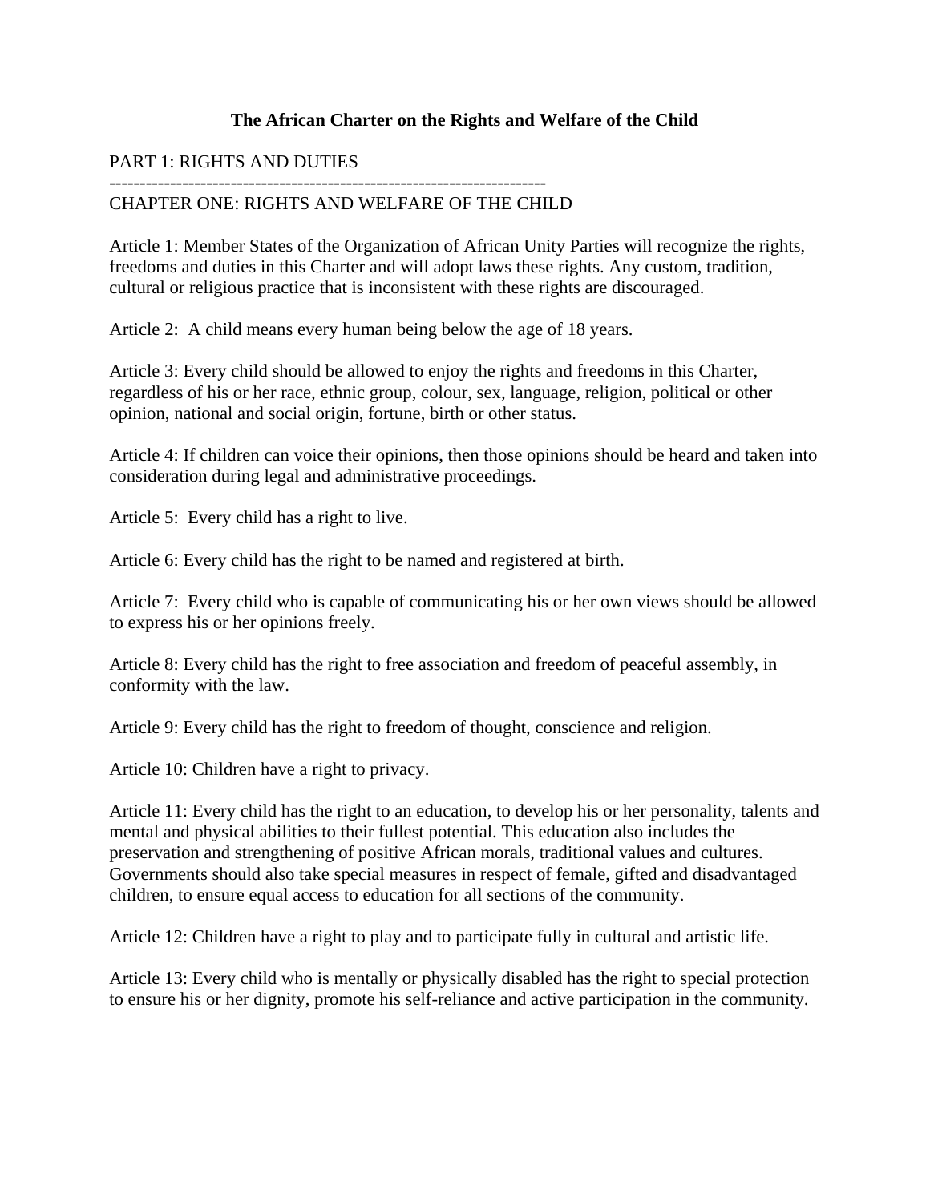# The African Charter on the Rights and Welfare of the Child

## PART 1: RIGHTS AND DUTIES

-------------------------------------------------------------------------

### CHAPTER ONE: RIGHTS AND WELFARE OF THE CHILD

Article 1: Member States of the Organization of African Unity Parties will recognize the rights, freedoms and duties in this Charter and will adopt laws these rights. Any custom, tradition, cultural or religious practice that is inconsistent with these rights are discouraged.

Article 2: A child means every human being below the age of 18 years.

Article 3: Every child should be allowed to enjoy the rights and freedoms in this Charter, regardless of his or her race, ethnic group, colour, sex, language, religion, political or other opinion, national and social origin, fortune, birth or other status.

Article 4: If children can voice their opinions, then those opinions should be heard and taken into consideration during legal and administrative proceedings.

Article 5: Every child has a right to live.

Article 6: Every child has the right to be named and registered at birth.

Article 7: Every child who is capable of communicating his or her own views should be allowed to express his or her opinions freely.

Article 8: Every child has the right to free association and freedom of peaceful assembly, in conformity with the law.

Article 9: Every child has the right to freedom of thought, conscience and religion.

Article 10: Children have a right to privacy.

Article 11: Every child has the right to an education, to develop his or her personality, talents and mental and physical abilities to their fullest potential. This education also includes the preservation and strengthening of positive African morals, traditional values and cultures. Governments should also take special measures in respect of female, gifted and disadvantaged children, to ensure equal access to education for all sections of the community.

Article 12: Children have a right to play and to participate fully in cultural and artistic life.

Article 13: Every child who is mentally or physically disabled has the right to special protection to ensure his or her dignity, promote his self-reliance and active participation in the community.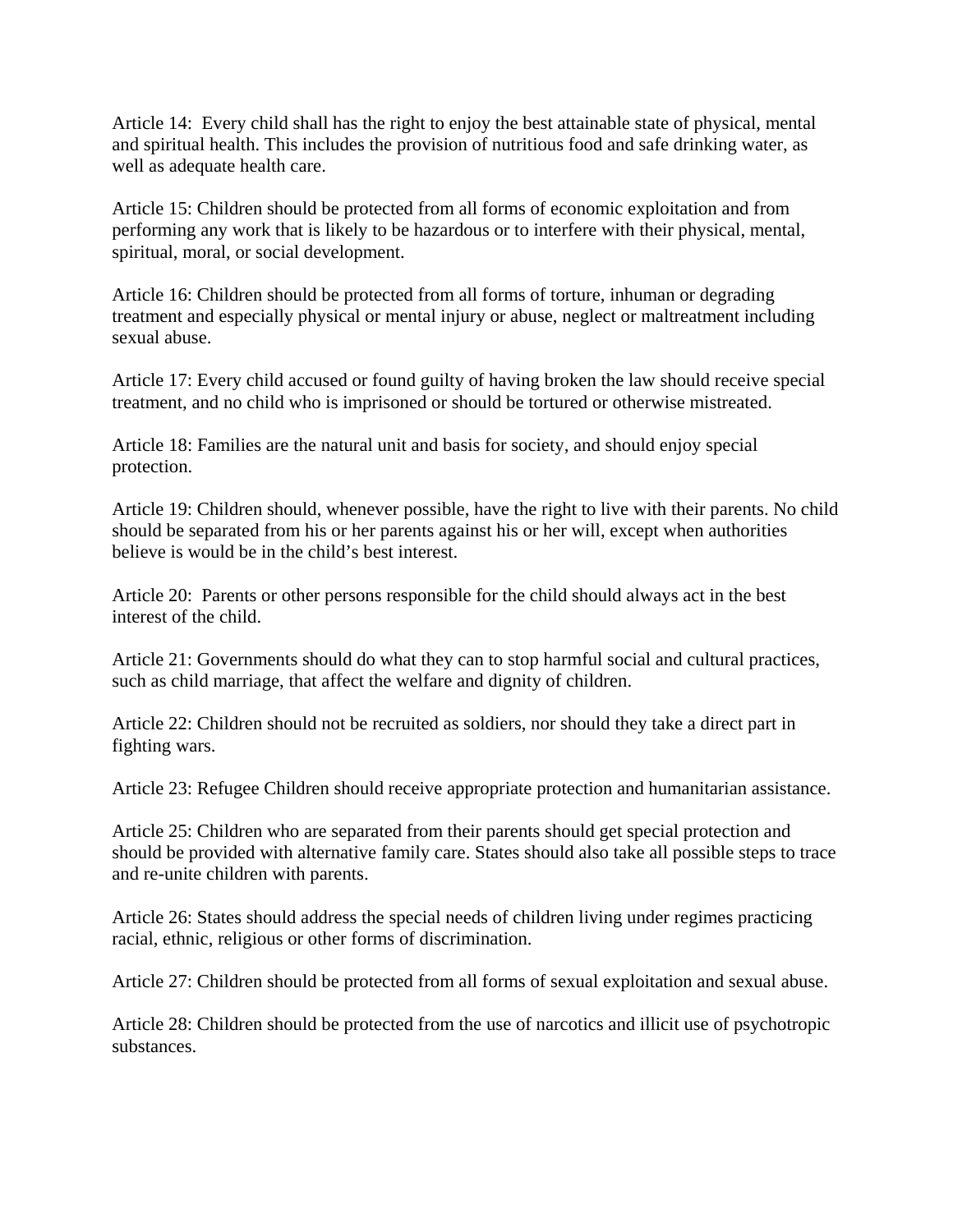Article 14: Every child shall has the right to enjoy the best attainable state of physical, mental and spiritual health. This includes the provision of nutritious food and safe drinking water, as well as adequate health care.

Article 15: Children should be protected from all forms of economic exploitation and from performing any work that is likely to be hazardous or to interfere with their physical, mental, spiritual, moral, or social development.

Article 16: Children should be protected from all forms of torture, inhuman or degrading treatment and especially physical or mental injury or abuse, neglect or maltreatment including sexual abuse.

Article 17: Every child accused or found guilty of having broken the law should receive special treatment, and no child who is imprisoned or should be tortured or otherwise mistreated.

Article 18: Families are the natural unit and basis for society, and should enjoy special protection.

Article 19: Children should, whenever possible, have the right to live with their parents. No child should be separated from his or her parents against his or her will, except when authorities believe is would be in the child's best interest.

Article 20: Parents or other persons responsible for the child should always act in the best interest of the child.

Article 21: Governments should do what they can to stop harmful social and cultural practices, such as child marriage, that affect the welfare and dignity of children.

Article 22: Children should not be recruited as soldiers, nor should they take a direct part in fighting wars.

Article 23: Refugee Children should receive appropriate protection and humanitarian assistance.

Article 25: Children who are separated from their parents should get special protection and should be provided with alternative family care. States should also take all possible steps to trace and re-unite children with parents.

Article 26: States should address the special needs of children living under regimes practicing racial, ethnic, religious or other forms of discrimination.

Article 27: Children should be protected from all forms of sexual exploitation and sexual abuse.

Article 28: Children should be protected from the use of narcotics and illicit use of psychotropic substances.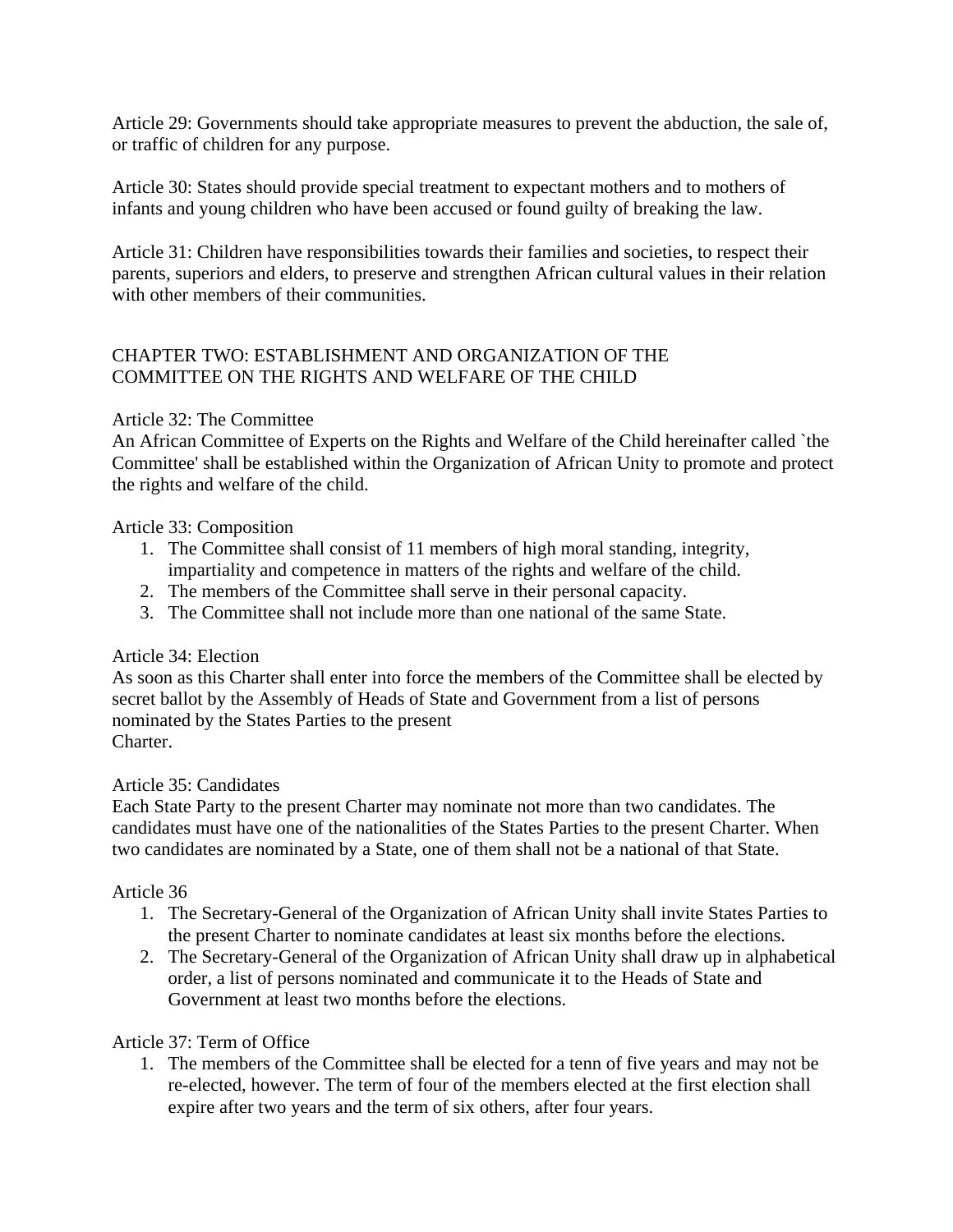Article 29: Governments should take appropriate measures to prevent the abduction, the sale of, or traffic of children for any purpose.

Article 30: States should provide special treatment to expectant mothers and to mothers of infants and young children who have been accused or found guilty of breaking the law.

Article 31: Children have responsibilities towards their families and societies, to respect their parents, superiors and elders, to preserve and strengthen African cultural values in their relation with other members of their communities.

## CHAPTER TWO: ESTABLISHMENT AND ORGANIZATION OF THE COMMITTEE ON THE RIGHTS AND WELFARE OF THE CHILD

Article 32: The Committee
An African Committee of Experts on the Rights and Welfare of the Child hereinafter called `the Committee' shall be established within the Organization of African Unity to promote and protect the rights and welfare of the child.

Article 33: Composition

1. The Committee shall consist of 11 members of high moral standing, integrity, impartiality and competence in matters of the rights and welfare of the child.
2. The members of the Committee shall serve in their personal capacity.
3. The Committee shall not include more than one national of the same State.

Article 34: Election
As soon as this Charter shall enter into force the members of the Committee shall be elected by secret ballot by the Assembly of Heads of State and Government from a list of persons nominated by the States Parties to the present Charter.

Article 35: Candidates
Each State Party to the present Charter may nominate not more than two candidates. The candidates must have one of the nationalities of the States Parties to the present Charter. When two candidates are nominated by a State, one of them shall not be a national of that State.

Article 36

1. The Secretary-General of the Organization of African Unity shall invite States Parties to the present Charter to nominate candidates at least six months before the elections.
2. The Secretary-General of the Organization of African Unity shall draw up in alphabetical order, a list of persons nominated and communicate it to the Heads of State and Government at least two months before the elections.

Article 37: Term of Office

1. The members of the Committee shall be elected for a tenn of five years and may not be re-elected, however. The term of four of the members elected at the first election shall expire after two years and the term of six others, after four years.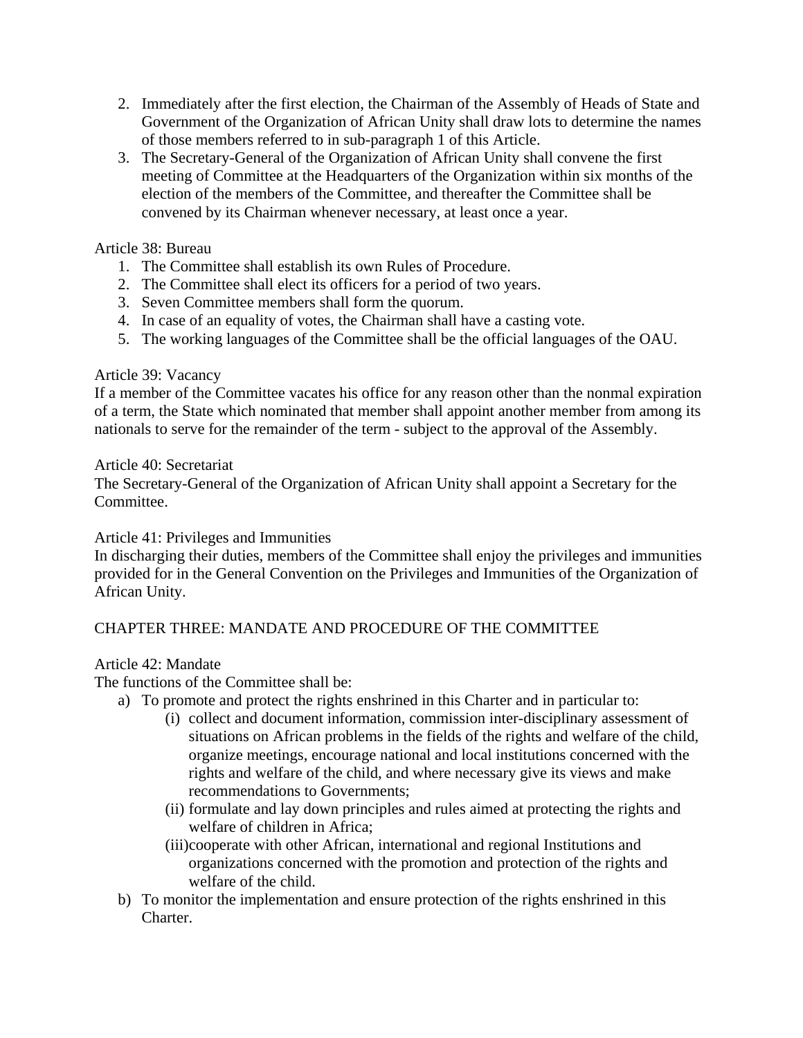2. Immediately after the first election, the Chairman of the Assembly of Heads of State and Government of the Organization of African Unity shall draw lots to determine the names of those members referred to in sub-paragraph 1 of this Article.
3. The Secretary-General of the Organization of African Unity shall convene the first meeting of Committee at the Headquarters of the Organization within six months of the election of the members of the Committee, and thereafter the Committee shall be convened by its Chairman whenever necessary, at least once a year.

Article 38: Bureau

1. The Committee shall establish its own Rules of Procedure.
2. The Committee shall elect its officers for a period of two years.
3. Seven Committee members shall form the quorum.
4. In case of an equality of votes, the Chairman shall have a casting vote.
5. The working languages of the Committee shall be the official languages of the OAU.

Article 39: Vacancy

If a member of the Committee vacates his office for any reason other than the nonmal expiration of a term, the State which nominated that member shall appoint another member from among its nationals to serve for the remainder of the term - subject to the approval of the Assembly.

Article 40: Secretariat

The Secretary-General of the Organization of African Unity shall appoint a Secretary for the Committee.

Article 41: Privileges and Immunities

In discharging their duties, members of the Committee shall enjoy the privileges and immunities provided for in the General Convention on the Privileges and Immunities of the Organization of African Unity.

CHAPTER THREE: MANDATE AND PROCEDURE OF THE COMMITTEE

Article 42: Mandate

The functions of the Committee shall be:

a) To promote and protect the rights enshrined in this Charter and in particular to:
   - (i) collect and document information, commission inter-disciplinary assessment of situations on African problems in the fields of the rights and welfare of the child, organize meetings, encourage national and local institutions concerned with the rights and welfare of the child, and where necessary give its views and make recommendations to Governments;
   - (ii) formulate and lay down principles and rules aimed at protecting the rights and welfare of children in Africa;
   - (iii) cooperate with other African, international and regional Institutions and organizations concerned with the promotion and protection of the rights and welfare of the child.
b) To monitor the implementation and ensure protection of the rights enshrined in this Charter.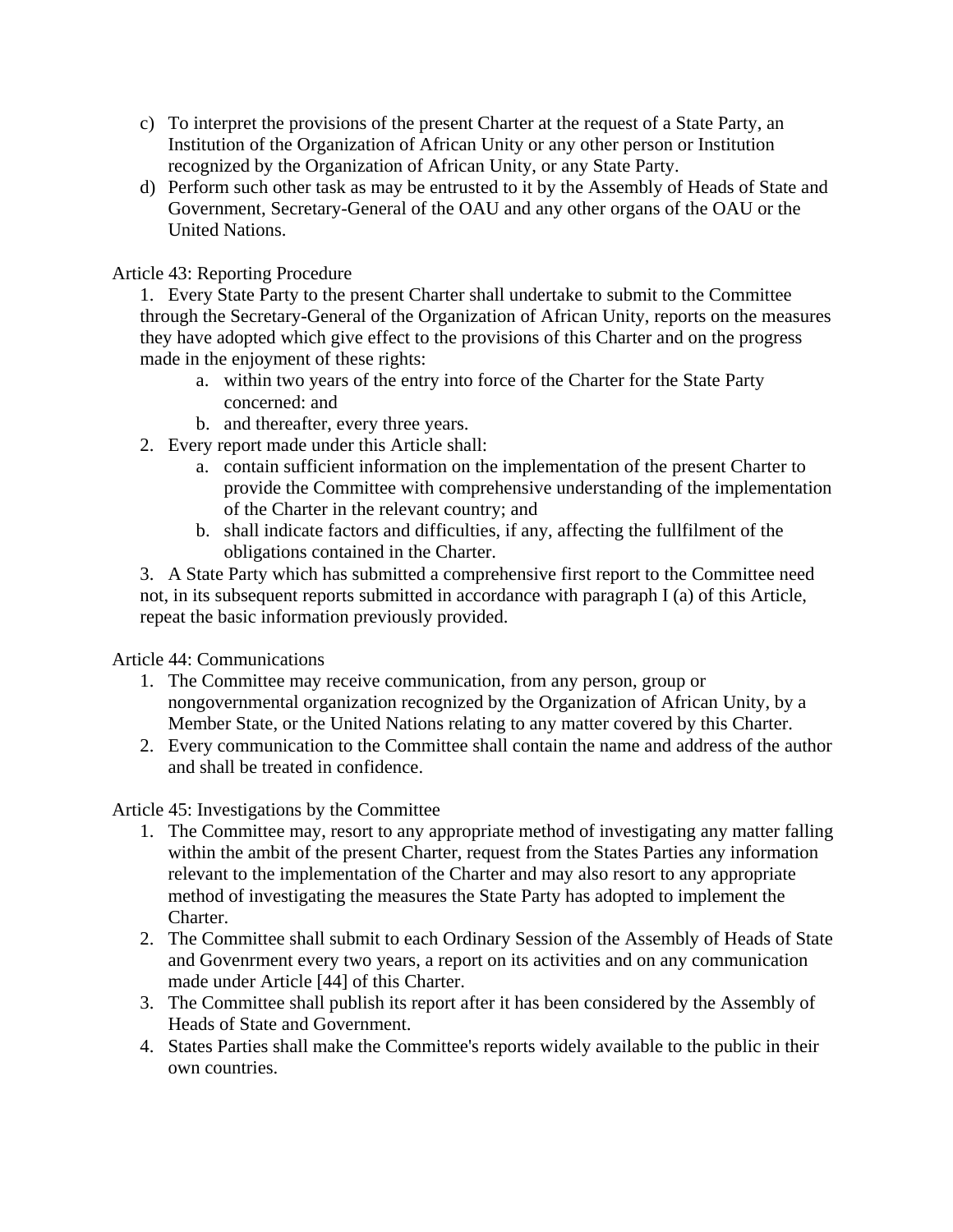c) To interpret the provisions of the present Charter at the request of a State Party, an Institution of the Organization of African Unity or any other person or Institution recognized by the Organization of African Unity, or any State Party.
d) Perform such other task as may be entrusted to it by the Assembly of Heads of State and Government, Secretary-General of the OAU and any other organs of the OAU or the United Nations.

Article 43: Reporting Procedure

1. Every State Party to the present Charter shall undertake to submit to the Committee through the Secretary-General of the Organization of African Unity, reports on the measures they have adopted which give effect to the provisions of this Charter and on the progress made in the enjoyment of these rights:
    a. within two years of the entry into force of the Charter for the State Party concerned: and
    b. and thereafter, every three years.
2. Every report made under this Article shall:
    a. contain sufficient information on the implementation of the present Charter to provide the Committee with comprehensive understanding of the implementation of the Charter in the relevant country; and
    b. shall indicate factors and difficulties, if any, affecting the fullfilment of the obligations contained in the Charter.
3. A State Party which has submitted a comprehensive first report to the Committee need not, in its subsequent reports submitted in accordance with paragraph I (a) of this Article, repeat the basic information previously provided.

Article 44: Communications

1. The Committee may receive communication, from any person, group or nongovernmental organization recognized by the Organization of African Unity, by a Member State, or the United Nations relating to any matter covered by this Charter.
2. Every communication to the Committee shall contain the name and address of the author and shall be treated in confidence.

Article 45: Investigations by the Committee

1. The Committee may, resort to any appropriate method of investigating any matter falling within the ambit of the present Charter, request from the States Parties any information relevant to the implementation of the Charter and may also resort to any appropriate method of investigating the measures the State Party has adopted to implement the Charter.
2. The Committee shall submit to each Ordinary Session of the Assembly of Heads of State and Govenrment every two years, a report on its activities and on any communication made under Article [44] of this Charter.
3. The Committee shall publish its report after it has been considered by the Assembly of Heads of State and Government.
4. States Parties shall make the Committee's reports widely available to the public in their own countries.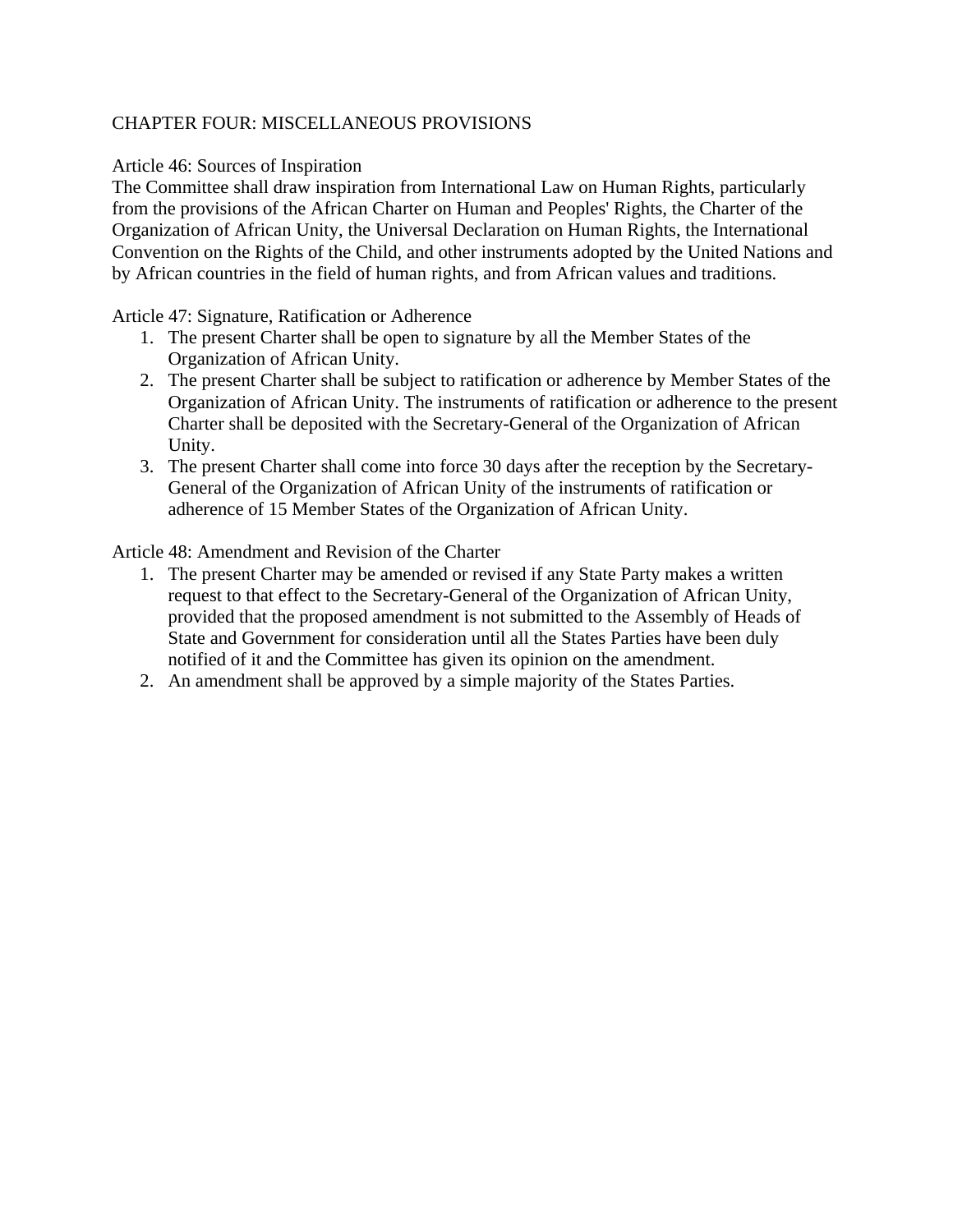## CHAPTER FOUR: MISCELLANEOUS PROVISIONS

### Article 46: Sources of Inspiration

The Committee shall draw inspiration from International Law on Human Rights, particularly from the provisions of the African Charter on Human and Peoples' Rights, the Charter of the Organization of African Unity, the Universal Declaration on Human Rights, the International Convention on the Rights of the Child, and other instruments adopted by the United Nations and by African countries in the field of human rights, and from African values and traditions.

### Article 47: Signature, Ratification or Adherence

1. The present Charter shall be open to signature by all the Member States of the Organization of African Unity.
2. The present Charter shall be subject to ratification or adherence by Member States of the Organization of African Unity. The instruments of ratification or adherence to the present Charter shall be deposited with the Secretary-General of the Organization of African Unity.
3. The present Charter shall come into force 30 days after the reception by the Secretary-General of the Organization of African Unity of the instruments of ratification or adherence of 15 Member States of the Organization of African Unity.

### Article 48: Amendment and Revision of the Charter

1. The present Charter may be amended or revised if any State Party makes a written request to that effect to the Secretary-General of the Organization of African Unity, provided that the proposed amendment is not submitted to the Assembly of Heads of State and Government for consideration until all the States Parties have been duly notified of it and the Committee has given its opinion on the amendment.
2. An amendment shall be approved by a simple majority of the States Parties.